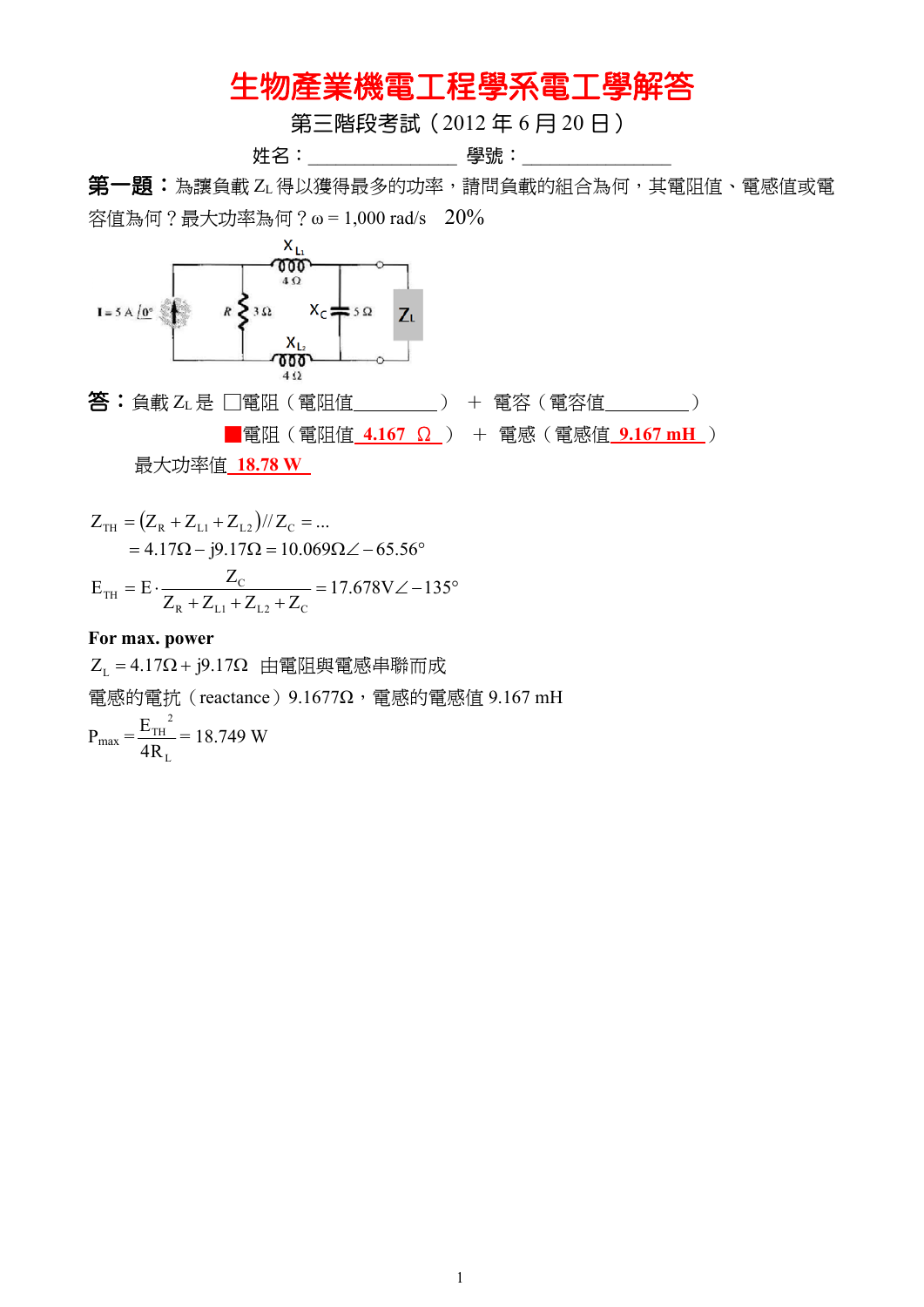# 生物產業機電工程學系電工學解答

第三階段考試（2012 年 6 月 20 日）

姓名：_______________ 學號：_______________

**第一題：**為讓負載 $Z_L$ 得以獲得最多的功率，請問負載的組合為何，其電阻值、電感值或電容值為何？最大功率為何？ω = 1,000 rad/s　20%

**答：**負載 $Z_L$ 是 □電阻（電阻值_________）＋ 電容（電容值_________）

■電阻（電阻值 **4.167 Ω** ）＋ 電感（電感值 **9.167 mH** ）

最大功率值 **18.78 W**

$$Z_{TH} = \left(Z_R + Z_{L1} + Z_{L2}\right) // Z_C = \ldots$$
$$= 4.17\Omega - j9.17\Omega = 10.069\Omega\angle -65.56°$$

$$E_{TH} = E \cdot \frac{Z_C}{Z_R + Z_{L1} + Z_{L2} + Z_C} = 17.678\text{V}\angle -135°$$

**For max. power**

$Z_L = 4.17\Omega + j9.17\Omega$ 由電阻與電感串聯而成

電感的電抗（reactance）9.1677Ω，電感的電感值 9.167 mH

$$P_{max} = \frac{E_{TH}^{\ 2}}{4R_L} = 18.749 \text{ W}$$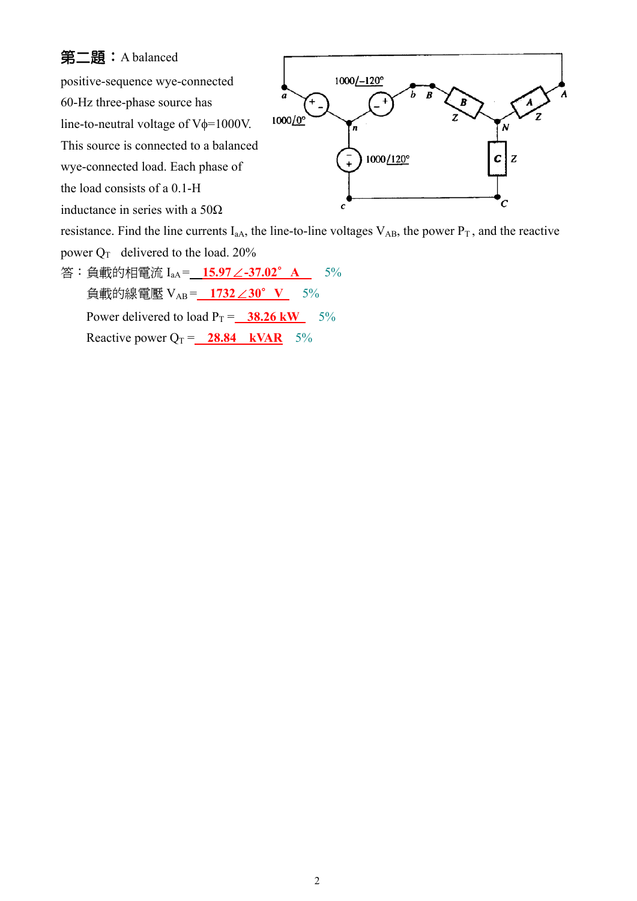**第二題：** A balanced positive-sequence wye-connected 60-Hz three-phase source has line-to-neutral voltage of $V_\phi$=1000V. This source is connected to a balanced wye-connected load. Each phase of the load consists of a 0.1-H inductance in series with a 50Ω resistance. Find the line currents $I_{aA}$, the line-to-line voltages $V_{AB}$, the power $P_T$, and the reactive power $Q_T$ delivered to the load. 20%

答：負載的相電流 $I_{aA}$ = **15.97∠-37.02° A** 5%

負載的線電壓 $V_{AB}$ = **1732∠30° V** 5%

Power delivered to load $P_T$ = **38.26 kW** 5%

Reactive power $Q_T$ = **28.84 kVAR** 5%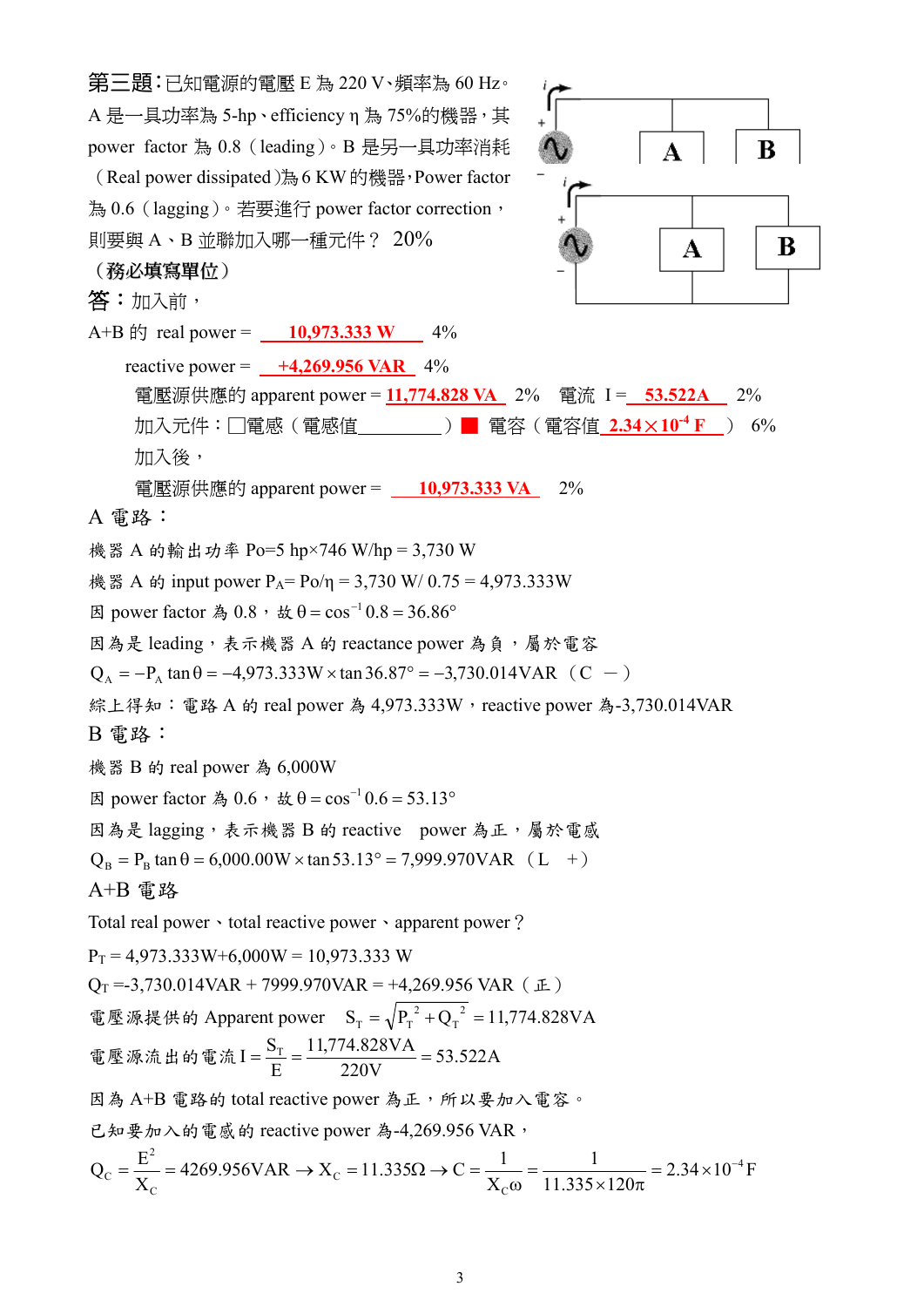**第三題：**已知電源的電壓 E 為 220 V、頻率為 60 Hz。A 是一具功率為 5-hp、efficiency η 為 75%的機器，其 power factor 為 0.8（leading）。B 是另一具功率消耗（Real power dissipated）為 6 KW 的機器，Power factor 為 0.6（lagging）。若要進行 power factor correction，則要與 A、B 並聯加入哪一種元件？ 20%

**（務必填寫單位）**

**答：**加入前，

A+B 的 real power = **10,973.333 W** 4%

reactive power = **+4,269.956 VAR** 4%

電壓源供應的 apparent power = **11,774.828 VA** 2% 電流 I = **53.522A** 2%

加入元件：□電感（電感值________）■ 電容（電容值 **$2.34\times10^{-4}$ F**） 6%

加入後，

電壓源供應的 apparent power = **10,973.333 VA** 2%

A 電路：

機器 A 的輸出功率 Po=5 hp×746 W/hp = 3,730 W

機器 A 的 input power $P_A = Po/\eta$ = 3,730 W/ 0.75 = 4,973.333W

因 power factor 為 0.8，故 $\theta = \cos^{-1}0.8 = 36.86°$

因為是 leading，表示機器 A 的 reactance power 為負，屬於電容

$Q_A = -P_A \tan\theta = -4{,}973.333\text{W}\times\tan 36.87° = -3{,}730.014\text{VAR}$ （C －）

綜上得知：電路 A 的 real power 為 4,973.333W，reactive power 為-3,730.014VAR

B 電路：

機器 B 的 real power 為 6,000W

因 power factor 為 0.6，故 $\theta = \cos^{-1}0.6 = 53.13°$

因為是 lagging，表示機器 B 的 reactive power 為正，屬於電感

$Q_B = P_B \tan\theta = 6{,}000.00\text{W}\times\tan 53.13° = 7{,}999.970\text{VAR}$ （L ＋）

A+B 電路

Total real power、total reactive power、apparent power？

$P_T$ = 4,973.333W+6,000W = 10,973.333 W

$Q_T$ =-3,730.014VAR + 7999.970VAR = +4,269.956 VAR（正）

電壓源提供的 Apparent power $S_T = \sqrt{{P_T}^2 + {Q_T}^2} = 11{,}774.828\text{VA}$

電壓源流出的電流 $I = \dfrac{S_T}{E} = \dfrac{11{,}774.828\text{VA}}{220\text{V}} = 53.522\text{A}$

因為 A+B 電路的 total reactive power 為正，所以要加入電容。

已知要加入的電感的 reactive power 為-4,269.956 VAR，

$$Q_C = \frac{E^2}{X_C} = 4269.956\text{VAR} \rightarrow X_C = 11.335\Omega \rightarrow C = \frac{1}{X_C\omega} = \frac{1}{11.335\times120\pi} = 2.34\times10^{-4}\text{F}$$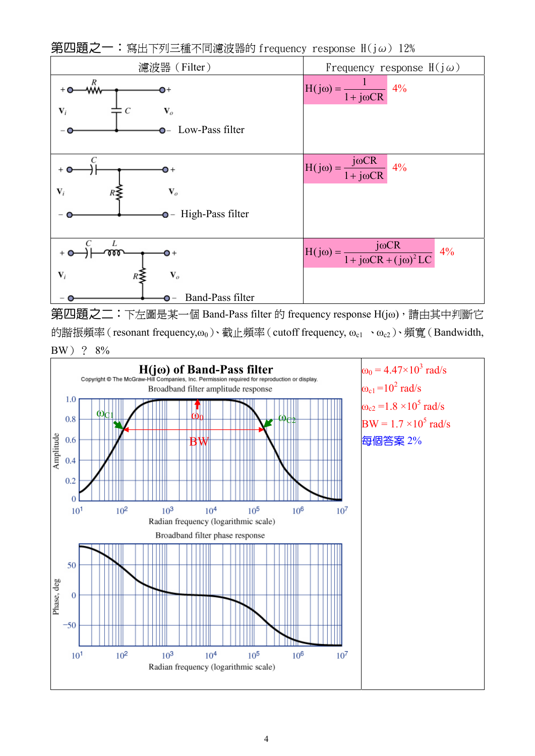**第四題之一**：寫出下列三種不同濾波器的 frequency response H(jω) 12%

| 濾波器（Filter） | Frequency response H(jω) |
|---|---|
| Low-Pass filter | $H(j\omega) = \dfrac{1}{1 + j\omega CR}$ 4% |
| High-Pass filter | $H(j\omega) = \dfrac{j\omega CR}{1 + j\omega CR}$ 4% |
| Band-Pass filter | $H(j\omega) = \dfrac{j\omega CR}{1 + j\omega CR + (j\omega)^2 LC}$ 4% |

**第四題之二**：下左圖是某一個 Band-Pass filter 的 frequency response H(jω)，請由其中判斷它的諧振頻率（resonant frequency,$\omega_0$）、截止頻率（cutoff frequency, $\omega_{c1}$ 、$\omega_{c2}$）、頻寬（Bandwidth, BW）？ 8%

**H(jω) of Band-Pass filter**

Copyright © The McGraw-Hill Companies, Inc. Permission required for reproduction or display.

Broadband filter amplitude response

Broadband filter phase response

Radian frequency (logarithmic scale)

$\omega_0 = 4.47\times10^3$ rad/s

$\omega_{c1} = 10^2$ rad/s

$\omega_{c2} = 1.8\times10^5$ rad/s

$BW = 1.7\times10^5$ rad/s

每個答案 2%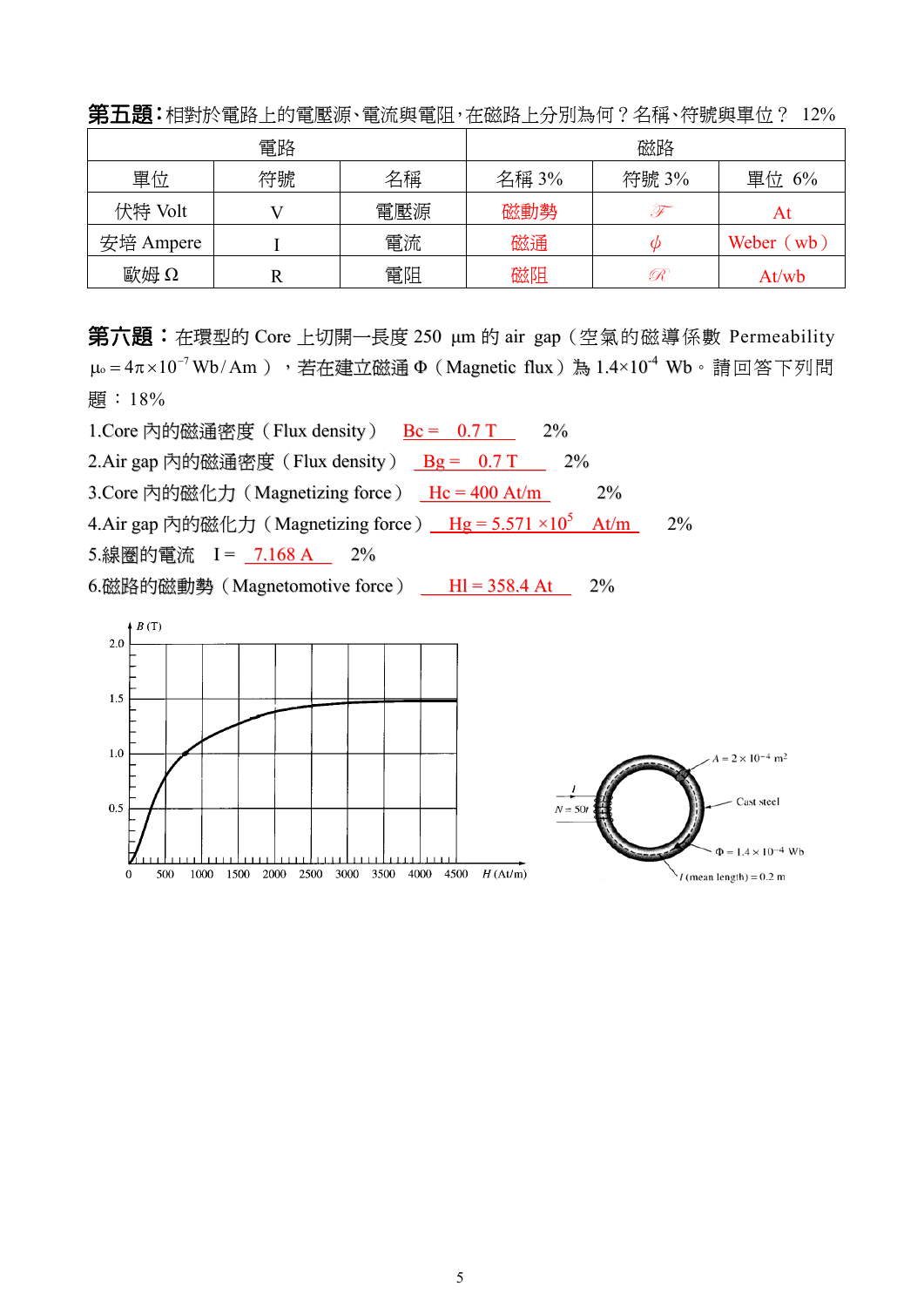**第五題：**相對於電路上的電壓源、電流與電阻，在磁路上分別為何？名稱、符號與單位？ 12%

| 電路 | | | 磁路 | | |
|---|---|---|---|---|---|
| 單位 | 符號 | 名稱 | 名稱 3% | 符號 3% | 單位 6% |
| 伏特 Volt | V | 電壓源 | 磁動勢 | $\mathscr{F}$ | At |
| 安培 Ampere | I | 電流 | 磁通 | $\phi$ | Weber（wb） |
| 歐姆 Ω | R | 電阻 | 磁阻 | $\mathscr{R}$ | At/wb |

**第六題：**在環型的 Core 上切開一長度 250 μm 的 air gap（空氣的磁導係數 Permeability $\mu_o = 4\pi \times 10^{-7}$ Wb/Am），若在建立磁通 Φ（Magnetic flux）為 $1.4\times10^{-4}$ Wb。請回答下列問題：18%

1.Core 內的磁通密度（Flux density） Bc = 0.7 T 2%

2.Air gap 內的磁通密度（Flux density） Bg = 0.7 T 2%

3.Core 內的磁化力（Magnetizing force） Hc = 400 At/m 2%

4.Air gap 內的磁化力（Magnetizing force） $Hg = 5.571 \times 10^5$ At/m 2%

5.線圈的電流 I = 7.168 A 2%

6.磁路的磁動勢（Magnetomotive force） Hl = 358.4 At 2%

B (T)
2.0
1.5
1.0
0.5
0 500 1000 1500 2000 2500 3000 3500 4000 4500 H (At/m)

$A = 2 \times 10^{-4}$ m²
Cast steel
I
N = 50t
$\Phi = 1.4 \times 10^{-4}$ Wb
l (mean length) = 0.2 m